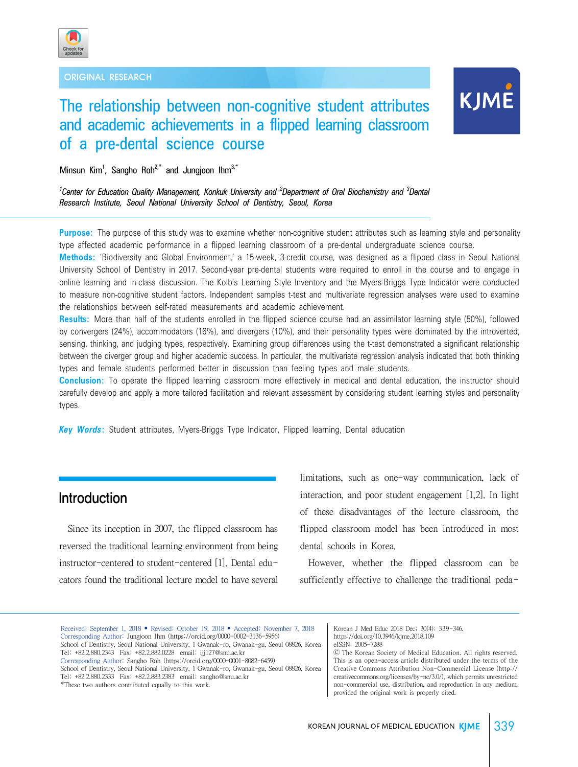ORIGINAL RESEARCH

# The relationship between non-cognitive student attributes and academic achievements in a flipped learning classroom of a pre-dental science course

Minsun Kim[1], Sangho Roh[2,*] and Jungjoon Ihm[3,*]

*[1]Center for Education Quality Management, Konkuk University and [2]Department of Oral Biochemistry and [3]Dental Research Institute, Seoul National University School of Dentistry, Seoul, Korea*

**Purpose:** The purpose of this study was to examine whether non-cognitive student attributes such as learning style and personality type affected academic performance in a flipped learning classroom of a pre-dental undergraduate science course.

**Methods:** 'Biodiversity and Global Environment,' a 15-week, 3-credit course, was designed as a flipped class in Seoul National University School of Dentistry in 2017. Second-year pre-dental students were required to enroll in the course and to engage in online learning and in-class discussion. The Kolb's Learning Style Inventory and the Myers-Briggs Type Indicator were conducted to measure non-cognitive student factors. Independent samples t-test and multivariate regression analyses were used to examine the relationships between self-rated measurements and academic achievement.

**Results:** More than half of the students enrolled in the flipped science course had an assimilator learning style (50%), followed by convergers (24%), accommodators (16%), and divergers (10%), and their personality types were dominated by the introverted, sensing, thinking, and judging types, respectively. Examining group differences using the t-test demonstrated a significant relationship between the diverger group and higher academic success. In particular, the multivariate regression analysis indicated that both thinking types and female students performed better in discussion than feeling types and male students.

**Conclusion:** To operate the flipped learning classroom more effectively in medical and dental education, the instructor should carefully develop and apply a more tailored facilitation and relevant assessment by considering student learning styles and personality types.

***Key Words*:** Student attributes, Myers-Briggs Type Indicator, Flipped learning, Dental education

## Introduction

Since its inception in 2007, the flipped classroom has reversed the traditional learning environment from being instructor-centered to student-centered [1]. Dental educators found the traditional lecture model to have several limitations, such as one-way communication, lack of interaction, and poor student engagement [1,2]. In light of these disadvantages of the lecture classroom, the flipped classroom model has been introduced in most dental schools in Korea.

However, whether the flipped classroom can be sufficiently effective to challenge the traditional peda-

---

Received: September 1, 2018 • Revised: October 19, 2018 • Accepted: November 7, 2018
Corresponding Author: Jungjoon Ihm (https://orcid.org/0000-0002-3136-5956)
School of Dentistry, Seoul National University, 1 Gwanak-ro, Gwanak-gu, Seoul 08826, Korea
Tel: +82.2.880.2343 Fax: +82.2.882.0228 email: ijj127@snu.ac.kr
Corresponding Author: Sangho Roh (https://orcid.org/0000-0001-8082-6459)
School of Dentistry, Seoul National University, 1 Gwanak-ro, Gwanak-gu, Seoul 08826, Korea
Tel: +82.2.880.2333 Fax: +82.2.883.2383 email: sangho@snu.ac.kr
*These two authors contributed equally to this work.

Korean J Med Educ 2018 Dec; 30(4): 339-346.
https://doi.org/10.3946/kjme.2018.109
eISSN: 2005-7288
Ⓒ The Korean Society of Medical Education. All rights reserved.
This is an open-access article distributed under the terms of the Creative Commons Attribution Non-Commercial License (http://creativecommons.org/licenses/by-nc/3.0/), which permits unrestricted non-commercial use, distribution, and reproduction in any medium, provided the original work is properly cited.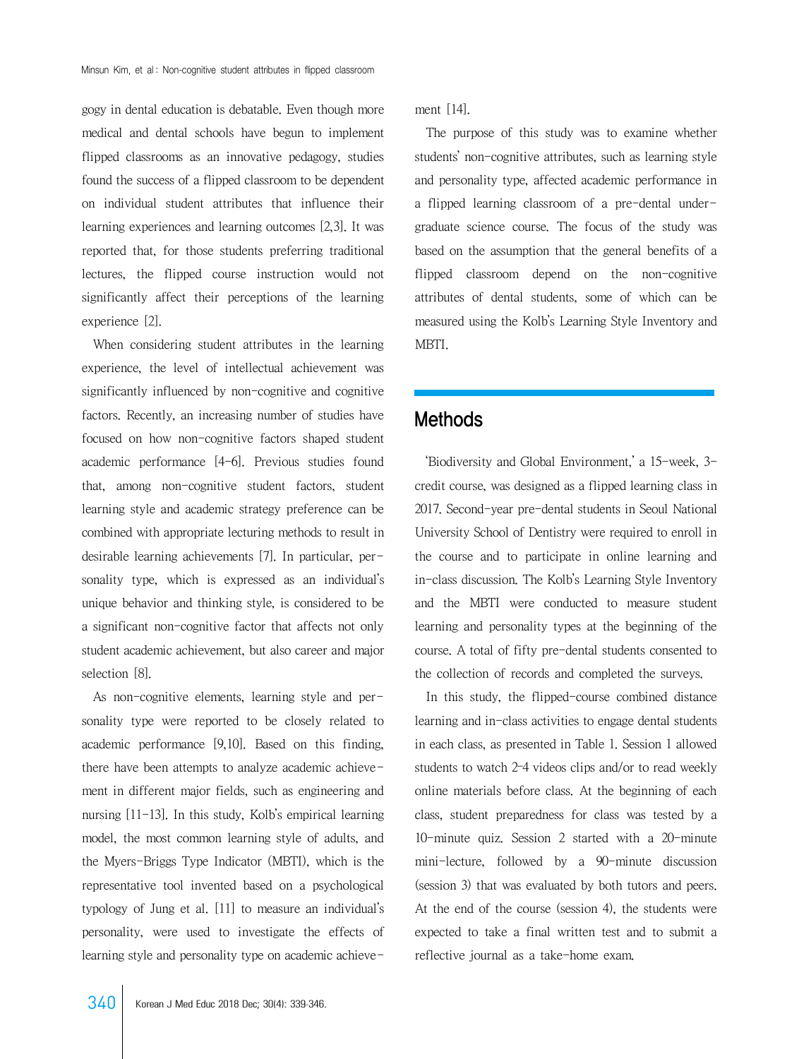gogy in dental education is debatable. Even though more medical and dental schools have begun to implement flipped classrooms as an innovative pedagogy, studies found the success of a flipped classroom to be dependent on individual student attributes that influence their learning experiences and learning outcomes [2,3]. It was reported that, for those students preferring traditional lectures, the flipped course instruction would not significantly affect their perceptions of the learning experience [2].

When considering student attributes in the learning experience, the level of intellectual achievement was significantly influenced by non-cognitive and cognitive factors. Recently, an increasing number of studies have focused on how non-cognitive factors shaped student academic performance [4-6]. Previous studies found that, among non-cognitive student factors, student learning style and academic strategy preference can be combined with appropriate lecturing methods to result in desirable learning achievements [7]. In particular, personality type, which is expressed as an individual's unique behavior and thinking style, is considered to be a significant non-cognitive factor that affects not only student academic achievement, but also career and major selection [8].

As non-cognitive elements, learning style and personality type were reported to be closely related to academic performance [9,10]. Based on this finding, there have been attempts to analyze academic achievement in different major fields, such as engineering and nursing [11-13]. In this study, Kolb's empirical learning model, the most common learning style of adults, and the Myers-Briggs Type Indicator (MBTI), which is the representative tool invented based on a psychological typology of Jung et al. [11] to measure an individual's personality, were used to investigate the effects of learning style and personality type on academic achievement [14].

The purpose of this study was to examine whether students' non-cognitive attributes, such as learning style and personality type, affected academic performance in a flipped learning classroom of a pre-dental undergraduate science course. The focus of the study was based on the assumption that the general benefits of a flipped classroom depend on the non-cognitive attributes of dental students, some of which can be measured using the Kolb's Learning Style Inventory and MBTI.

## Methods

'Biodiversity and Global Environment,' a 15-week, 3-credit course, was designed as a flipped learning class in 2017. Second-year pre-dental students in Seoul National University School of Dentistry were required to enroll in the course and to participate in online learning and in-class discussion. The Kolb's Learning Style Inventory and the MBTI were conducted to measure student learning and personality types at the beginning of the course. A total of fifty pre-dental students consented to the collection of records and completed the surveys.

In this study, the flipped-course combined distance learning and in-class activities to engage dental students in each class, as presented in Table 1. Session 1 allowed students to watch 2–4 videos clips and/or to read weekly online materials before class. At the beginning of each class, student preparedness for class was tested by a 10-minute quiz. Session 2 started with a 20-minute mini-lecture, followed by a 90-minute discussion (session 3) that was evaluated by both tutors and peers. At the end of the course (session 4), the students were expected to take a final written test and to submit a reflective journal as a take-home exam.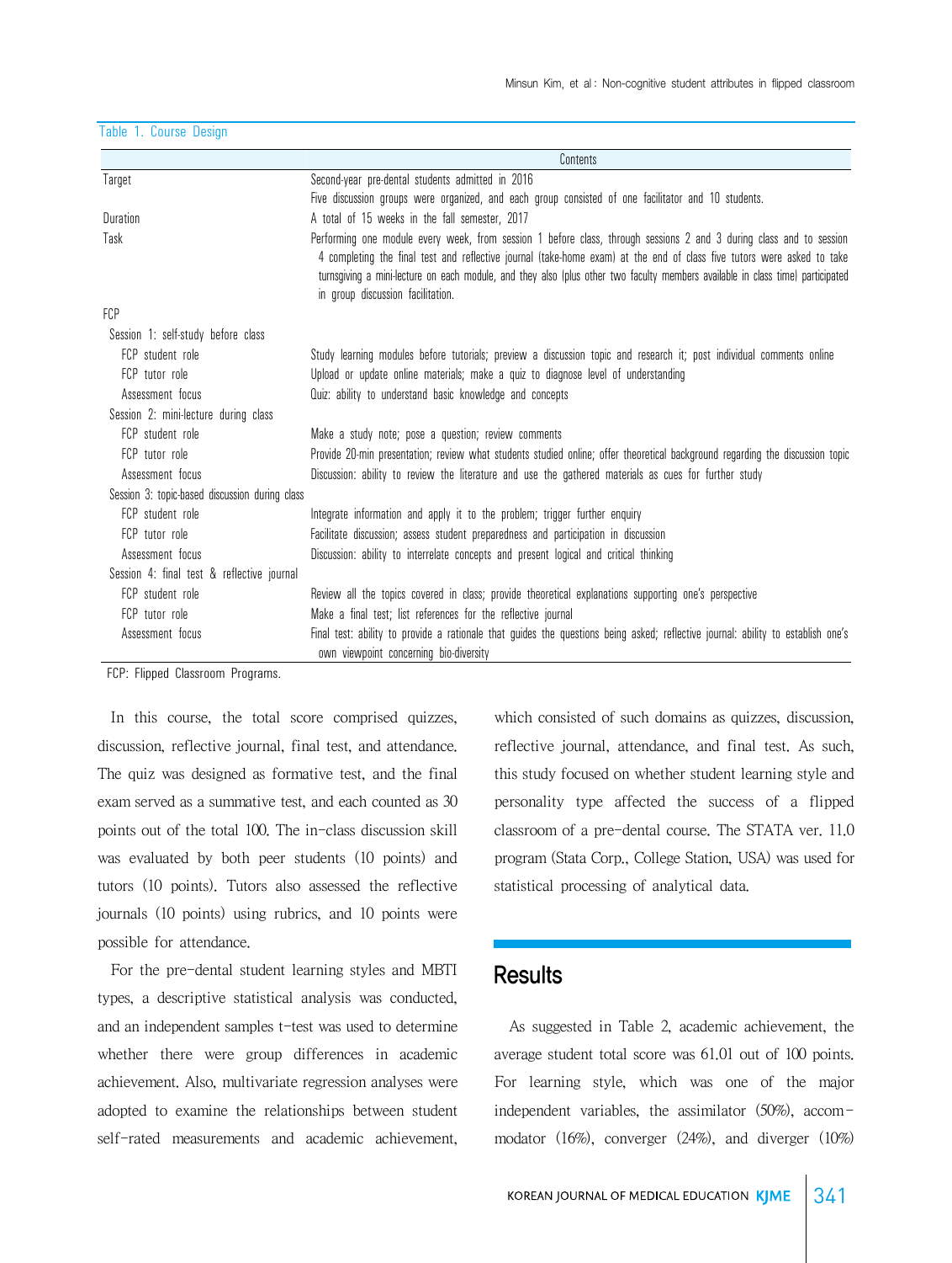Table 1. Course Design

| | Contents |
|---|---|
| Target | Second-year pre-dental students admitted in 2016<br>Five discussion groups were organized, and each group consisted of one facilitator and 10 students. |
| Duration | A total of 15 weeks in the fall semester, 2017 |
| Task | Performing one module every week, from session 1 before class, through sessions 2 and 3 during class and to session 4 completing the final test and reflective journal (take-home exam) at the end of class five tutors were asked to take turnsgiving a mini-lecture on each module, and they also (plus other two faculty members available in class time) participated in group discussion facilitation. |
| FCP | |
| Session 1: self-study before class | |
| FCP student role | Study learning modules before tutorials; preview a discussion topic and research it; post individual comments online |
| FCP tutor role | Upload or update online materials; make a quiz to diagnose level of understanding |
| Assessment focus | Quiz: ability to understand basic knowledge and concepts |
| Session 2: mini-lecture during class | |
| FCP student role | Make a study note; pose a question; review comments |
| FCP tutor role | Provide 20-min presentation; review what students studied online; offer theoretical background regarding the discussion topic |
| Assessment focus | Discussion: ability to review the literature and use the gathered materials as cues for further study |
| Session 3: topic-based discussion during class | |
| FCP student role | Integrate information and apply it to the problem; trigger further enquiry |
| FCP tutor role | Facilitate discussion; assess student preparedness and participation in discussion |
| Assessment focus | Discussion: ability to interrelate concepts and present logical and critical thinking |
| Session 4: final test & reflective journal | |
| FCP student role | Review all the topics covered in class; provide theoretical explanations supporting one's perspective |
| FCP tutor role | Make a final test; list references for the reflective journal |
| Assessment focus | Final test: ability to provide a rationale that guides the questions being asked; reflective journal: ability to establish one's own viewpoint concerning bio-diversity |

FCP: Flipped Classroom Programs.

In this course, the total score comprised quizzes, discussion, reflective journal, final test, and attendance. The quiz was designed as formative test, and the final exam served as a summative test, and each counted as 30 points out of the total 100. The in-class discussion skill was evaluated by both peer students (10 points) and tutors (10 points). Tutors also assessed the reflective journals (10 points) using rubrics, and 10 points were possible for attendance.

For the pre-dental student learning styles and MBTI types, a descriptive statistical analysis was conducted, and an independent samples t-test was used to determine whether there were group differences in academic achievement. Also, multivariate regression analyses were adopted to examine the relationships between student self-rated measurements and academic achievement, which consisted of such domains as quizzes, discussion, reflective journal, attendance, and final test. As such, this study focused on whether student learning style and personality type affected the success of a flipped classroom of a pre-dental course. The STATA ver. 11.0 program (Stata Corp., College Station, USA) was used for statistical processing of analytical data.

## Results

As suggested in Table 2, academic achievement, the average student total score was 61.01 out of 100 points. For learning style, which was one of the major independent variables, the assimilator (50%), accommodator (16%), converger (24%), and diverger (10%)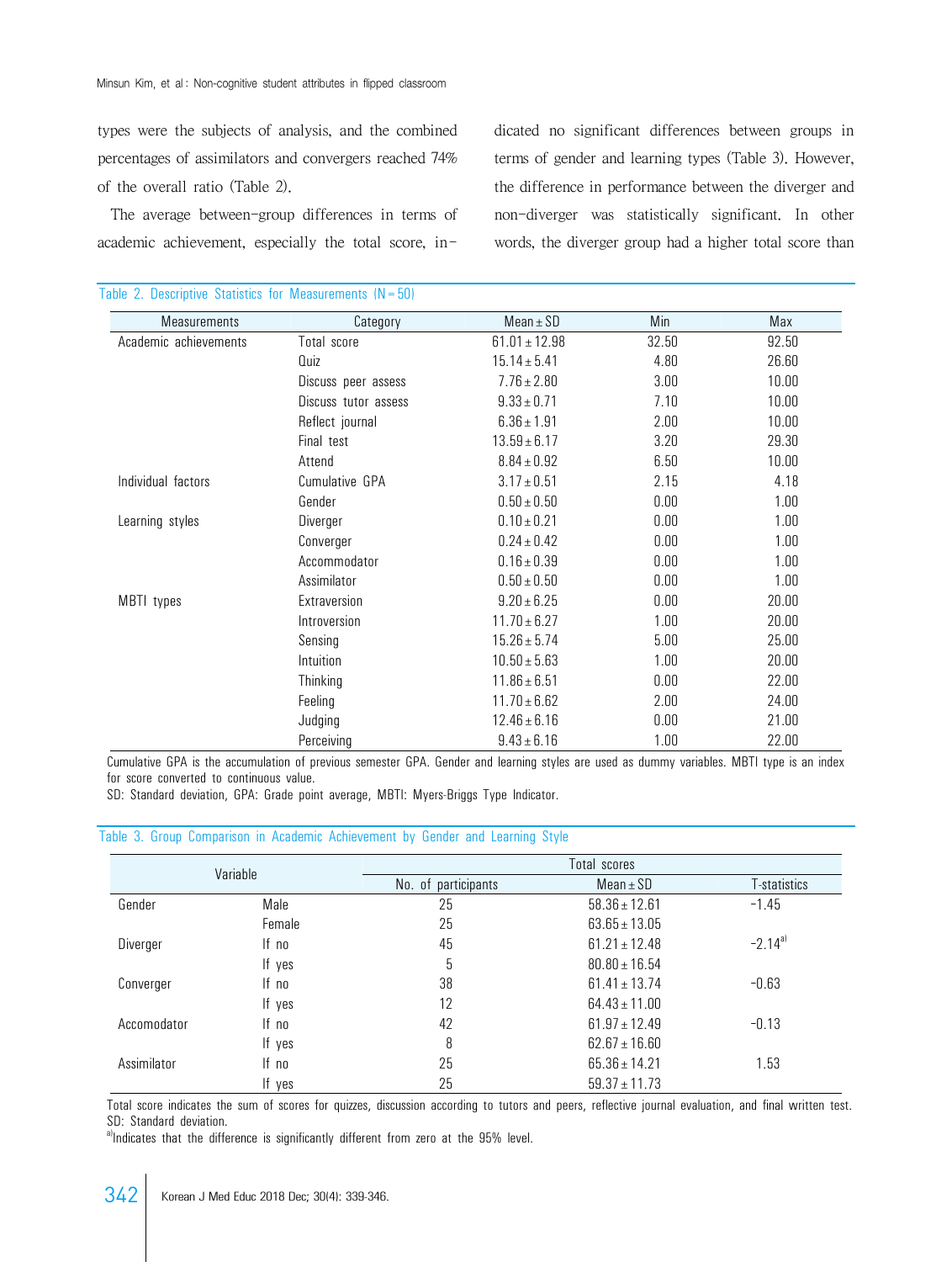types were the subjects of analysis, and the combined percentages of assimilators and convergers reached 74% of the overall ratio (Table 2).

The average between-group differences in terms of academic achievement, especially the total score, indicated no significant differences between groups in terms of gender and learning types (Table 3). However, the difference in performance between the diverger and non-diverger was statistically significant. In other words, the diverger group had a higher total score than

Table 2. Descriptive Statistics for Measurements (N=50)

| Measurements | Category | Mean±SD | Min | Max |
|---|---|---|---|---|
| Academic achievements | Total score | 61.01±12.98 | 32.50 | 92.50 |
| | Quiz | 15.14±5.41 | 4.80 | 26.60 |
| | Discuss peer assess | 7.76±2.80 | 3.00 | 10.00 |
| | Discuss tutor assess | 9.33±0.71 | 7.10 | 10.00 |
| | Reflect journal | 6.36±1.91 | 2.00 | 10.00 |
| | Final test | 13.59±6.17 | 3.20 | 29.30 |
| | Attend | 8.84±0.92 | 6.50 | 10.00 |
| Individual factors | Cumulative GPA | 3.17±0.51 | 2.15 | 4.18 |
| | Gender | 0.50±0.50 | 0.00 | 1.00 |
| Learning styles | Diverger | 0.10±0.21 | 0.00 | 1.00 |
| | Converger | 0.24±0.42 | 0.00 | 1.00 |
| | Accommodator | 0.16±0.39 | 0.00 | 1.00 |
| | Assimilator | 0.50±0.50 | 0.00 | 1.00 |
| MBTI types | Extraversion | 9.20±6.25 | 0.00 | 20.00 |
| | Introversion | 11.70±6.27 | 1.00 | 20.00 |
| | Sensing | 15.26±5.74 | 5.00 | 25.00 |
| | Intuition | 10.50±5.63 | 1.00 | 20.00 |
| | Thinking | 11.86±6.51 | 0.00 | 22.00 |
| | Feeling | 11.70±6.62 | 2.00 | 24.00 |
| | Judging | 12.46±6.16 | 0.00 | 21.00 |
| | Perceiving | 9.43±6.16 | 1.00 | 22.00 |

Cumulative GPA is the accumulation of previous semester GPA. Gender and learning styles are used as dummy variables. MBTI type is an index for score converted to continuous value.
SD: Standard deviation, GPA: Grade point average, MBTI: Myers-Briggs Type Indicator.

Table 3. Group Comparison in Academic Achievement by Gender and Learning Style

| Variable | | Total scores | | |
|---|---|---|---|---|
| | | No. of participants | Mean±SD | T-statistics |
| Gender | Male | 25 | 58.36±12.61 | -1.45 |
| | Female | 25 | 63.65±13.05 | |
| Diverger | If no | 45 | 61.21±12.48 | -2.14[a] |
| | If yes | 5 | 80.80±16.54 | |
| Converger | If no | 38 | 61.41±13.74 | -0.63 |
| | If yes | 12 | 64.43±11.00 | |
| Accomodator | If no | 42 | 61.97±12.49 | -0.13 |
| | If yes | 8 | 62.67±16.60 | |
| Assimilator | If no | 25 | 65.36±14.21 | 1.53 |
| | If yes | 25 | 59.37±11.73 | |

Total score indicates the sum of scores for quizzes, discussion according to tutors and peers, reflective journal evaluation, and final written test.
SD: Standard deviation.
[a]Indicates that the difference is significantly different from zero at the 95% level.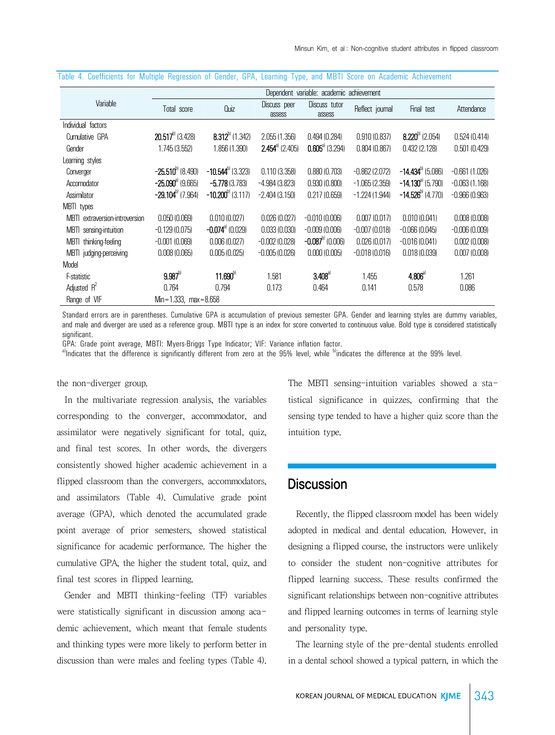Table 4. Coefficients for Multiple Regression of Gender, GPA, Learning Type, and MBTI Score on Academic Achievement

| Variable | Dependent variable: academic achievement | | | | | | |
|---|---|---|---|---|---|---|---|
| | Total score | Quiz | Discuss peer assess | Discuss tutor assess | Reflect journal | Final test | Attendance |
| Individual factors | | | | | | | |
| Cumulative GPA | **20.517**[b)] (3.428) | **8.312**[b)] (1.342) | 2.055 (1.356) | 0.494 (0.284) | 0.910 (0.837) | **8.220**[b)] (2.054) | 0.524 (0.414) |
| Gender | 1.745 (3.552) | 1.856 (1.390) | **2.454**[a)] (2.405) | **0.605**[a)] (3.294) | 0.804 (0.867) | 0.432 (2.128) | 0.501 (0.429) |
| Learning styles | | | | | | | |
| Converger | **−25.510**[b)] (8.490) | **−10.544**[b)] (3.323) | 0.110 (3.358) | 0.880 (0.703) | −0.862 (2.072) | **−14.434**[b)] (5.086) | −0.661 (1.026) |
| Accomodator | **−25.090**[a)] (9.665) | **−5.778** (3.783) | −4.984 (3.823) | 0.930 (0.800) | −1.065 (2.359) | **−14.130**[a)] (5.790) | −0.063 (1.168) |
| Assimilator | **−29.104**[b)] (7.964) | **−10.200**[b)] (3.117) | −2.404 (3.150) | 0.217 (0.659) | −1.224 (1.944) | **−14.526**[b)] (4.770) | −0.966 (0.963) |
| MBTI types | | | | | | | |
| MBTI extraversion-introversion | 0.050 (0.069) | 0.010 (0.027) | 0.026 (0.027) | −0.010 (0.006) | 0.007 (0.017) | 0.010 (0.041) | 0.008 (0.008) |
| MBTI sensing-intuition | −0.129 (0.075) | **−0.074**[a)] (0.029) | 0.033 (0.030) | −0.009 (0.006) | −0.007 (0.018) | −0.066 (0.045) | −0.006 (0.009) |
| MBTI thinking-feeling | −0.001 (0.069) | 0.006 (0.027) | −0.002 (0.028) | **−0.087**[b)] (0.006) | 0.026 (0.017) | −0.016 (0.041) | 0.002 (0.008) |
| MBTI judging-perceiving | 0.008 (0.065) | 0.005 (0.025) | −0.005 (0.026) | 0.000 (0.005) | −0.018 (0.016) | 0.018 (0.039) | 0.007 (0.008) |
| Model | | | | | | | |
| F-statistic | **9.987**[b)] | **11.690**[b)] | 1.581 | **3.408**[a)] | 1.455 | **4.806**[a)] | 1.261 |
| Adjusted $R^2$ | 0.764 | 0.794 | 0.173 | 0.464 | 0.141 | 0.578 | 0.086 |
| Range of VIF | Min=1.333, max=8.658 | | | | | | |

Standard errors are in parentheses. Cumulative GPA is accumulation of previous semester GPA. Gender and learning styles are dummy variables, and male and diverger are used as a reference group. MBTI type is an index for score converted to continuous value. Bold type is considered statistically significant.

GPA: Grade point average, MBTI: Myers-Briggs Type Indicator; VIF: Variance inflation factor.

[a)]Indicates that the difference is significantly different from zero at the 95% level, while [b)]indicates the difference at the 99% level.

the non-diverger group.

In the multivariate regression analysis, the variables corresponding to the converger, accommodator, and assimilator were negatively significant for total, quiz, and final test scores. In other words, the divergers consistently showed higher academic achievement in a flipped classroom than the convergers, accommodators, and assimilators (Table 4). Cumulative grade point average (GPA), which denoted the accumulated grade point average of prior semesters, showed statistical significance for academic performance. The higher the cumulative GPA, the higher the student total, quiz, and final test scores in flipped learning.

Gender and MBTI thinking-feeling (TF) variables were statistically significant in discussion among academic achievement, which meant that female students and thinking types were more likely to perform better in discussion than were males and feeling types (Table 4). The MBTI sensing-intuition variables showed a statistical significance in quizzes, confirming that the sensing type tended to have a higher quiz score than the intuition type.

## Discussion

Recently, the flipped classroom model has been widely adopted in medical and dental education. However, in designing a flipped course, the instructors were unlikely to consider the student non-cognitive attributes for flipped learning success. These results confirmed the significant relationships between non-cognitive attributes and flipped learning outcomes in terms of learning style and personality type.

The learning style of the pre-dental students enrolled in a dental school showed a typical pattern, in which the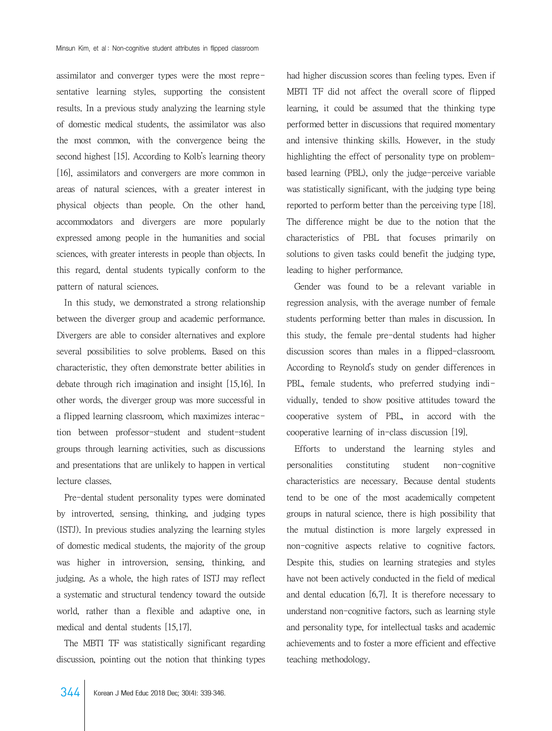assimilator and converger types were the most representative learning styles, supporting the consistent results. In a previous study analyzing the learning style of domestic medical students, the assimilator was also the most common, with the convergence being the second highest [15]. According to Kolb's learning theory [16], assimilators and convergers are more common in areas of natural sciences, with a greater interest in physical objects than people. On the other hand, accommodators and divergers are more popularly expressed among people in the humanities and social sciences, with greater interests in people than objects. In this regard, dental students typically conform to the pattern of natural sciences.

In this study, we demonstrated a strong relationship between the diverger group and academic performance. Divergers are able to consider alternatives and explore several possibilities to solve problems. Based on this characteristic, they often demonstrate better abilities in debate through rich imagination and insight [15,16]. In other words, the diverger group was more successful in a flipped learning classroom, which maximizes interaction between professor-student and student-student groups through learning activities, such as discussions and presentations that are unlikely to happen in vertical lecture classes.

Pre-dental student personality types were dominated by introverted, sensing, thinking, and judging types (ISTJ). In previous studies analyzing the learning styles of domestic medical students, the majority of the group was higher in introversion, sensing, thinking, and judging. As a whole, the high rates of ISTJ may reflect a systematic and structural tendency toward the outside world, rather than a flexible and adaptive one, in medical and dental students [15,17].

The MBTI TF was statistically significant regarding discussion, pointing out the notion that thinking types had higher discussion scores than feeling types. Even if MBTI TF did not affect the overall score of flipped learning, it could be assumed that the thinking type performed better in discussions that required momentary and intensive thinking skills. However, in the study highlighting the effect of personality type on problem-based learning (PBL), only the judge-perceive variable was statistically significant, with the judging type being reported to perform better than the perceiving type [18]. The difference might be due to the notion that the characteristics of PBL that focuses primarily on solutions to given tasks could benefit the judging type, leading to higher performance.

Gender was found to be a relevant variable in regression analysis, with the average number of female students performing better than males in discussion. In this study, the female pre-dental students had higher discussion scores than males in a flipped-classroom. According to Reynold's study on gender differences in PBL, female students, who preferred studying individually, tended to show positive attitudes toward the cooperative system of PBL, in accord with the cooperative learning of in-class discussion [19].

Efforts to understand the learning styles and personalities constituting student non-cognitive characteristics are necessary. Because dental students tend to be one of the most academically competent groups in natural science, there is high possibility that the mutual distinction is more largely expressed in non-cognitive aspects relative to cognitive factors. Despite this, studies on learning strategies and styles have not been actively conducted in the field of medical and dental education [6,7]. It is therefore necessary to understand non-cognitive factors, such as learning style and personality type, for intellectual tasks and academic achievements and to foster a more efficient and effective teaching methodology.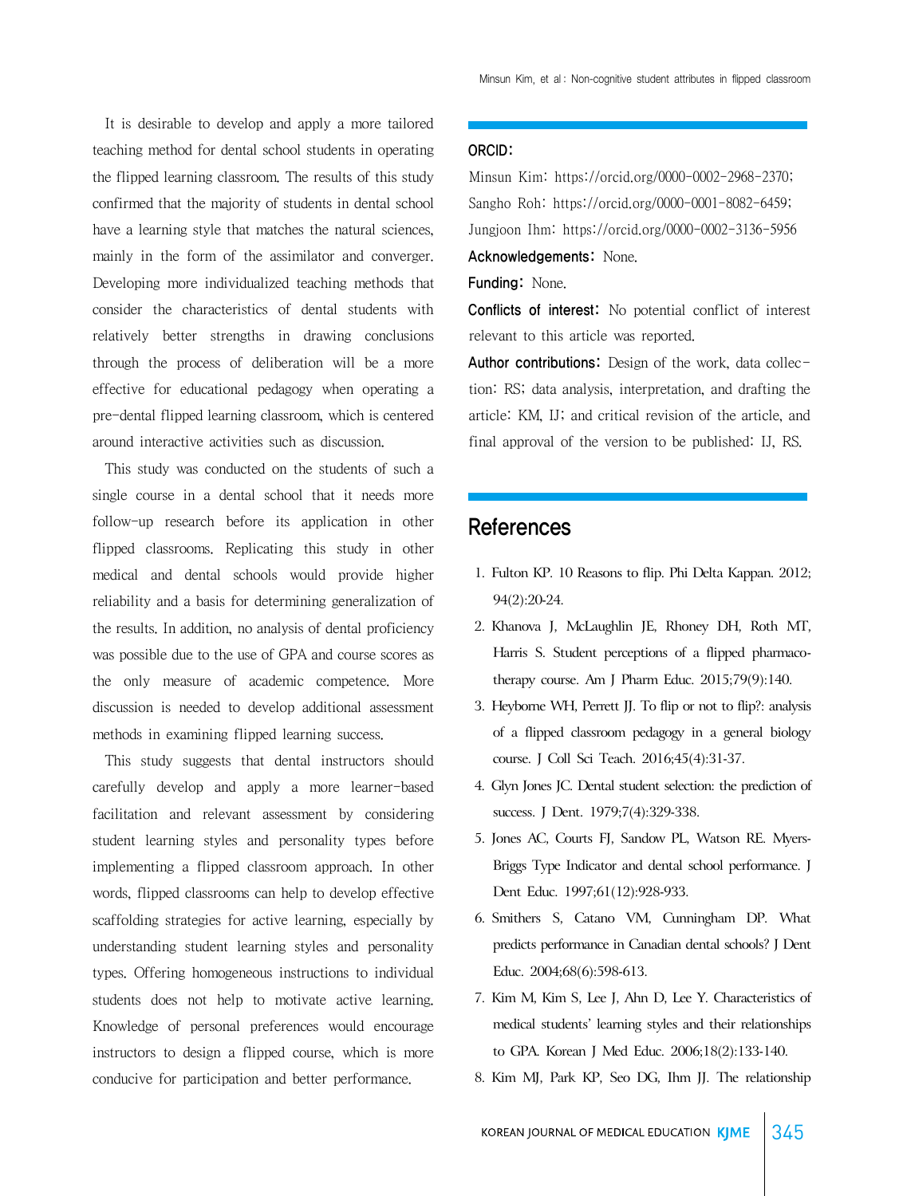It is desirable to develop and apply a more tailored teaching method for dental school students in operating the flipped learning classroom. The results of this study confirmed that the majority of students in dental school have a learning style that matches the natural sciences, mainly in the form of the assimilator and converger. Developing more individualized teaching methods that consider the characteristics of dental students with relatively better strengths in drawing conclusions through the process of deliberation will be a more effective for educational pedagogy when operating a pre-dental flipped learning classroom, which is centered around interactive activities such as discussion.

This study was conducted on the students of such a single course in a dental school that it needs more follow-up research before its application in other flipped classrooms. Replicating this study in other medical and dental schools would provide higher reliability and a basis for determining generalization of the results. In addition, no analysis of dental proficiency was possible due to the use of GPA and course scores as the only measure of academic competence. More discussion is needed to develop additional assessment methods in examining flipped learning success.

This study suggests that dental instructors should carefully develop and apply a more learner-based facilitation and relevant assessment by considering student learning styles and personality types before implementing a flipped classroom approach. In other words, flipped classrooms can help to develop effective scaffolding strategies for active learning, especially by understanding student learning styles and personality types. Offering homogeneous instructions to individual students does not help to motivate active learning. Knowledge of personal preferences would encourage instructors to design a flipped course, which is more conducive for participation and better performance.

**ORCID:**
Minsun Kim: https://orcid.org/0000-0002-2968-2370;
Sangho Roh: https://orcid.org/0000-0001-8082-6459;
Jungjoon Ihm: https://orcid.org/0000-0002-3136-5956

**Acknowledgements:** None.

**Funding:** None.

**Conflicts of interest:** No potential conflict of interest relevant to this article was reported.

**Author contributions:** Design of the work, data collection: RS; data analysis, interpretation, and drafting the article: KM, IJ; and critical revision of the article, and final approval of the version to be published: IJ, RS.

## References

1. Fulton KP. 10 Reasons to flip. Phi Delta Kappan. 2012;94(2):20-24.
2. Khanova J, McLaughlin JE, Rhoney DH, Roth MT, Harris S. Student perceptions of a flipped pharmacotherapy course. Am J Pharm Educ. 2015;79(9):140.
3. Heyborne WH, Perrett JJ. To flip or not to flip?: analysis of a flipped classroom pedagogy in a general biology course. J Coll Sci Teach. 2016;45(4):31-37.
4. Glyn Jones JC. Dental student selection: the prediction of success. J Dent. 1979;7(4):329-338.
5. Jones AC, Courts FJ, Sandow PL, Watson RE. Myers-Briggs Type Indicator and dental school performance. J Dent Educ. 1997;61(12):928-933.
6. Smithers S, Catano VM, Cunningham DP. What predicts performance in Canadian dental schools? J Dent Educ. 2004;68(6):598-613.
7. Kim M, Kim S, Lee J, Ahn D, Lee Y. Characteristics of medical students' learning styles and their relationships to GPA. Korean J Med Educ. 2006;18(2):133-140.
8. Kim MJ, Park KP, Seo DG, Ihm JJ. The relationship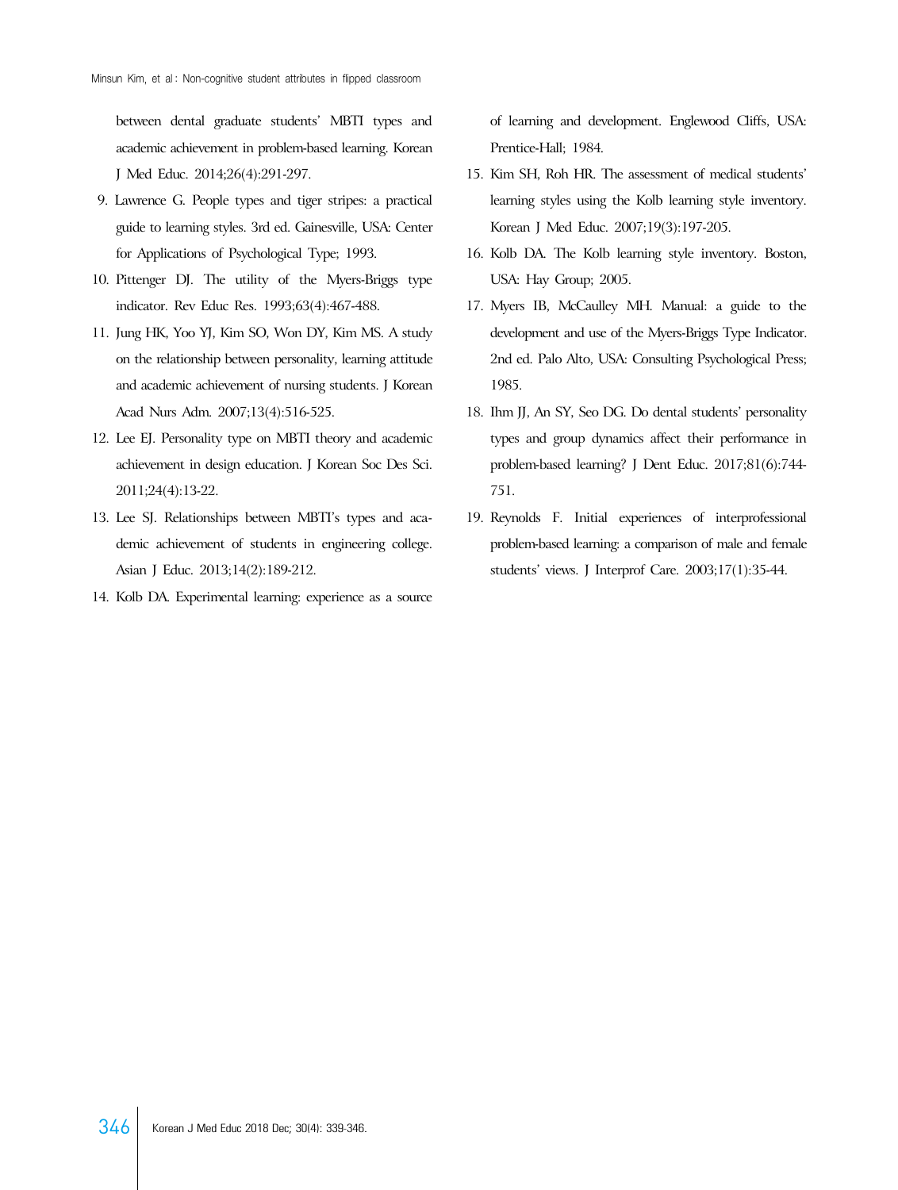between dental graduate students' MBTI types and academic achievement in problem-based learning. Korean J Med Educ. 2014;26(4):291-297.

9. Lawrence G. People types and tiger stripes: a practical guide to learning styles. 3rd ed. Gainesville, USA: Center for Applications of Psychological Type; 1993.
10. Pittenger DJ. The utility of the Myers-Briggs type indicator. Rev Educ Res. 1993;63(4):467-488.
11. Jung HK, Yoo YJ, Kim SO, Won DY, Kim MS. A study on the relationship between personality, learning attitude and academic achievement of nursing students. J Korean Acad Nurs Adm. 2007;13(4):516-525.
12. Lee EJ. Personality type on MBTI theory and academic achievement in design education. J Korean Soc Des Sci. 2011;24(4):13-22.
13. Lee SJ. Relationships between MBTI's types and academic achievement of students in engineering college. Asian J Educ. 2013;14(2):189-212.
14. Kolb DA. Experimental learning: experience as a source of learning and development. Englewood Cliffs, USA: Prentice-Hall; 1984.
15. Kim SH, Roh HR. The assessment of medical students' learning styles using the Kolb learning style inventory. Korean J Med Educ. 2007;19(3):197-205.
16. Kolb DA. The Kolb learning style inventory. Boston, USA: Hay Group; 2005.
17. Myers IB, McCaulley MH. Manual: a guide to the development and use of the Myers-Briggs Type Indicator. 2nd ed. Palo Alto, USA: Consulting Psychological Press; 1985.
18. Ihm JJ, An SY, Seo DG. Do dental students' personality types and group dynamics affect their performance in problem-based learning? J Dent Educ. 2017;81(6):744-751.
19. Reynolds F. Initial experiences of interprofessional problem-based learning: a comparison of male and female students' views. J Interprof Care. 2003;17(1):35-44.